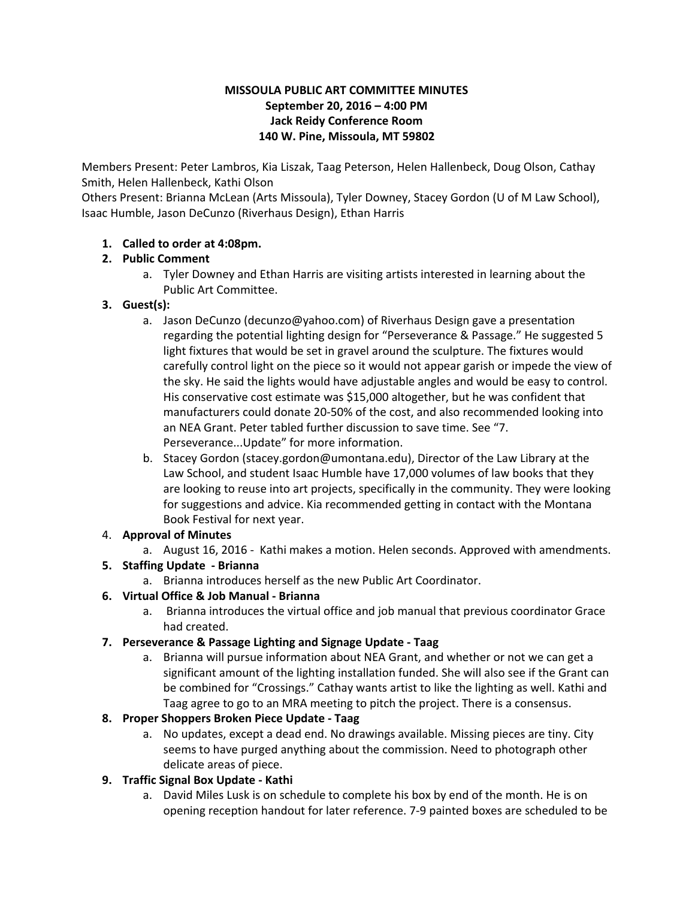**MISSOULA PUBLIC ART COMMITTEE MINUTES**
**September 20, 2016 – 4:00 PM**
**Jack Reidy Conference Room**
**140 W. Pine, Missoula, MT 59802**

Members Present: Peter Lambros, Kia Liszak, Taag Peterson, Helen Hallenbeck, Doug Olson, Cathay Smith, Helen Hallenbeck, Kathi Olson
Others Present: Brianna McLean (Arts Missoula), Tyler Downey, Stacey Gordon (U of M Law School), Isaac Humble, Jason DeCunzo (Riverhaus Design), Ethan Harris

1. **Called to order at 4:08pm.**
2. **Public Comment**
   a. Tyler Downey and Ethan Harris are visiting artists interested in learning about the Public Art Committee.
3. **Guest(s):**
   a. Jason DeCunzo (decunzo@yahoo.com) of Riverhaus Design gave a presentation regarding the potential lighting design for "Perseverance & Passage." He suggested 5 light fixtures that would be set in gravel around the sculpture. The fixtures would carefully control light on the piece so it would not appear garish or impede the view of the sky. He said the lights would have adjustable angles and would be easy to control. His conservative cost estimate was $15,000 altogether, but he was confident that manufacturers could donate 20-50% of the cost, and also recommended looking into an NEA Grant. Peter tabled further discussion to save time. See "7. Perseverance...Update" for more information.
   b. Stacey Gordon (stacey.gordon@umontana.edu), Director of the Law Library at the Law School, and student Isaac Humble have 17,000 volumes of law books that they are looking to reuse into art projects, specifically in the community. They were looking for suggestions and advice. Kia recommended getting in contact with the Montana Book Festival for next year.
4. **Approval of Minutes**
   a. August 16, 2016 - Kathi makes a motion. Helen seconds. Approved with amendments.
5. **Staffing Update - Brianna**
   a. Brianna introduces herself as the new Public Art Coordinator.
6. **Virtual Office & Job Manual - Brianna**
   a. Brianna introduces the virtual office and job manual that previous coordinator Grace had created.
7. **Perseverance & Passage Lighting and Signage Update - Taag**
   a. Brianna will pursue information about NEA Grant, and whether or not we can get a significant amount of the lighting installation funded. She will also see if the Grant can be combined for "Crossings." Cathay wants artist to like the lighting as well. Kathi and Taag agree to go to an MRA meeting to pitch the project. There is a consensus.
8. **Proper Shoppers Broken Piece Update - Taag**
   a. No updates, except a dead end. No drawings available. Missing pieces are tiny. City seems to have purged anything about the commission. Need to photograph other delicate areas of piece.
9. **Traffic Signal Box Update - Kathi**
   a. David Miles Lusk is on schedule to complete his box by end of the month. He is on opening reception handout for later reference. 7-9 painted boxes are scheduled to be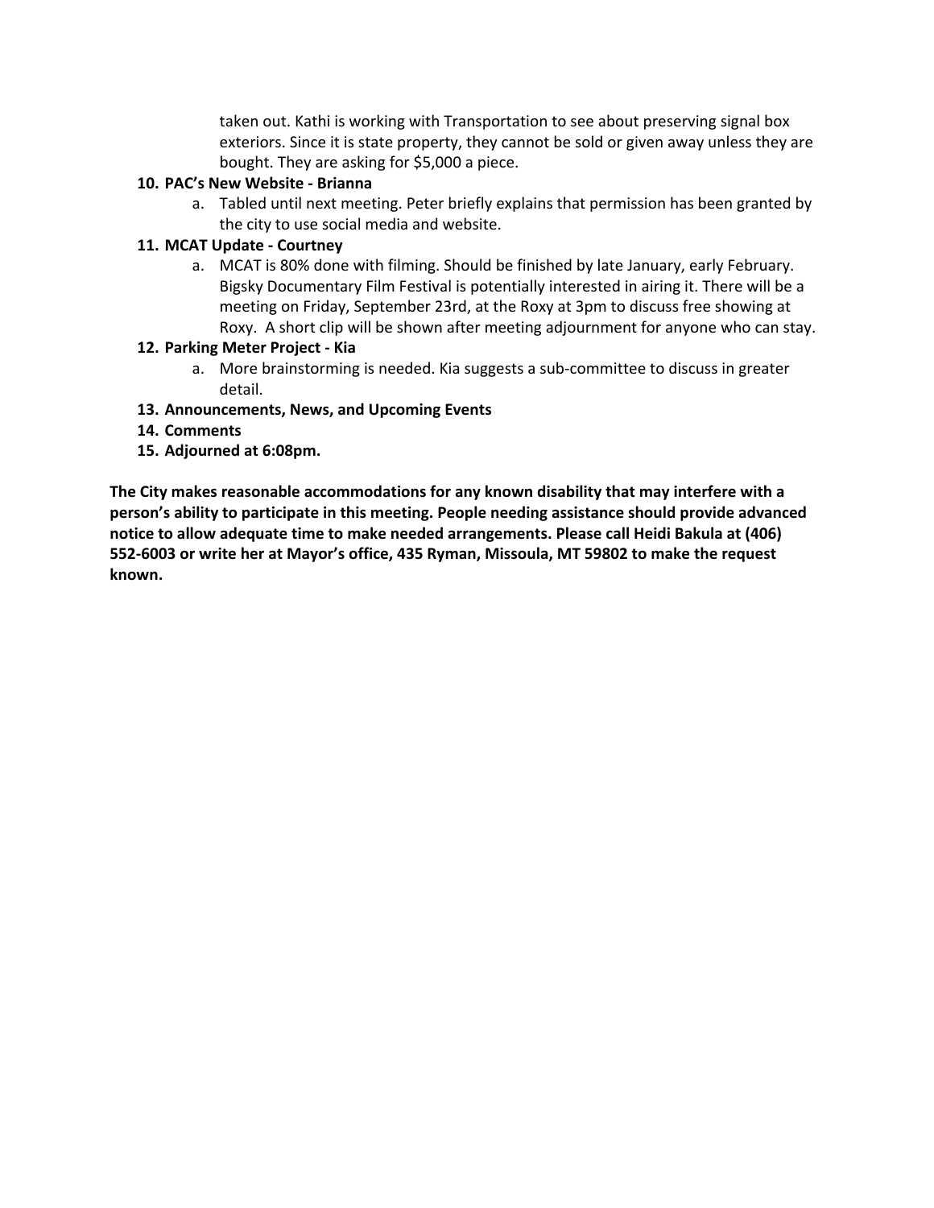taken out. Kathi is working with Transportation to see about preserving signal box exteriors. Since it is state property, they cannot be sold or given away unless they are bought. They are asking for $5,000 a piece.

10. **PAC's New Website - Brianna**
    a. Tabled until next meeting. Peter briefly explains that permission has been granted by the city to use social media and website.
11. **MCAT Update - Courtney**
    a. MCAT is 80% done with filming. Should be finished by late January, early February. Bigsky Documentary Film Festival is potentially interested in airing it. There will be a meeting on Friday, September 23rd, at the Roxy at 3pm to discuss free showing at Roxy. A short clip will be shown after meeting adjournment for anyone who can stay.
12. **Parking Meter Project - Kia**
    a. More brainstorming is needed. Kia suggests a sub-committee to discuss in greater detail.
13. **Announcements, News, and Upcoming Events**
14. **Comments**
15. **Adjourned at 6:08pm.**

**The City makes reasonable accommodations for any known disability that may interfere with a person's ability to participate in this meeting. People needing assistance should provide advanced notice to allow adequate time to make needed arrangements. Please call Heidi Bakula at (406) 552-6003 or write her at Mayor's office, 435 Ryman, Missoula, MT 59802 to make the request known.**